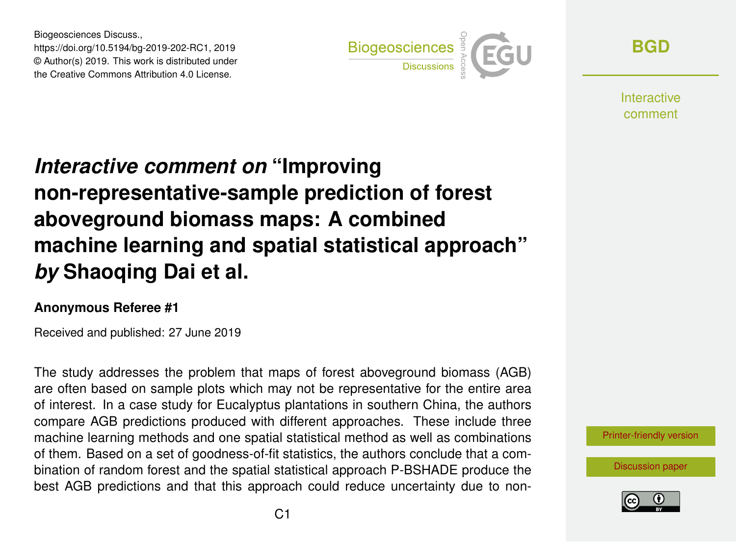Biogeosciences Discuss.,
https://doi.org/10.5194/bg-2019-202-RC1, 2019
© Author(s) 2019. This work is distributed under
the Creative Commons Attribution 4.0 License.

# *Interactive comment on* "Improving non-representative-sample prediction of forest aboveground biomass maps: A combined machine learning and spatial statistical approach" *by* Shaoqing Dai et al.

**Anonymous Referee #1**

Received and published: 27 June 2019

The study addresses the problem that maps of forest aboveground biomass (AGB) are often based on sample plots which may not be representative for the entire area of interest. In a case study for Eucalyptus plantations in southern China, the authors compare AGB predictions produced with different approaches. These include three machine learning methods and one spatial statistical method as well as combinations of them. Based on a set of goodness-of-fit statistics, the authors conclude that a combination of random forest and the spatial statistical approach P-BSHADE produce the best AGB predictions and that this approach could reduce uncertainty due to non-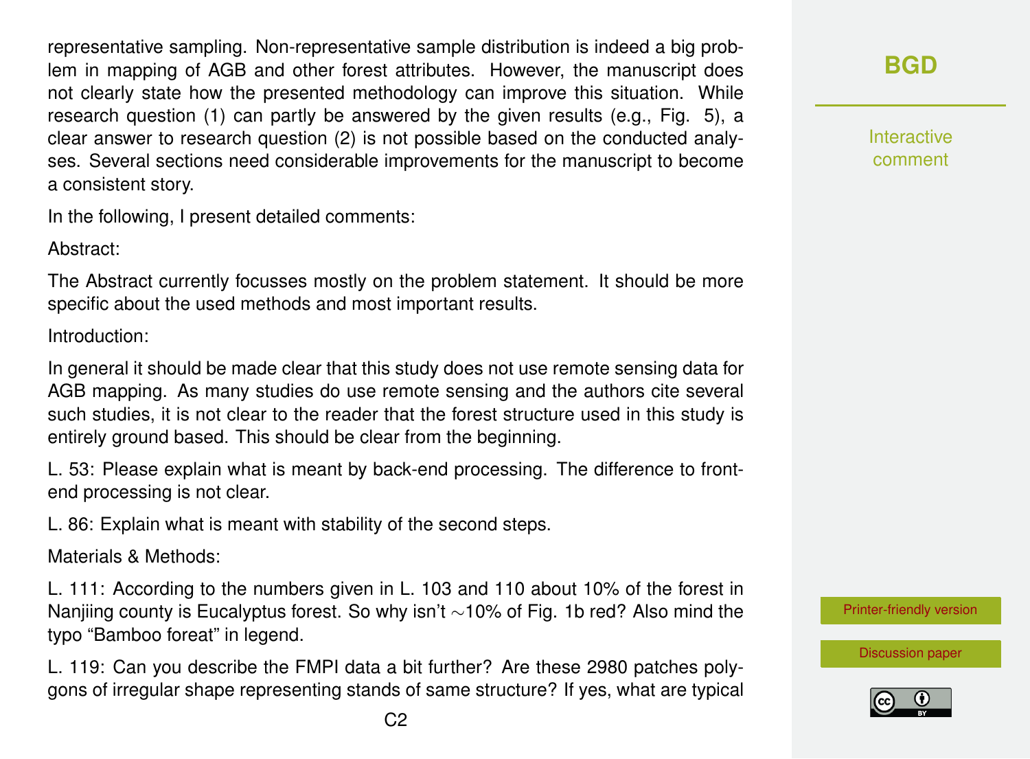representative sampling. Non-representative sample distribution is indeed a big problem in mapping of AGB and other forest attributes. However, the manuscript does not clearly state how the presented methodology can improve this situation. While research question (1) can partly be answered by the given results (e.g., Fig. 5), a clear answer to research question (2) is not possible based on the conducted analyses. Several sections need considerable improvements for the manuscript to become a consistent story.

In the following, I present detailed comments:

Abstract:

The Abstract currently focusses mostly on the problem statement. It should be more specific about the used methods and most important results.

Introduction:

In general it should be made clear that this study does not use remote sensing data for AGB mapping. As many studies do use remote sensing and the authors cite several such studies, it is not clear to the reader that the forest structure used in this study is entirely ground based. This should be clear from the beginning.

L. 53: Please explain what is meant by back-end processing. The difference to front-end processing is not clear.

L. 86: Explain what is meant with stability of the second steps.

Materials & Methods:

L. 111: According to the numbers given in L. 103 and 110 about 10% of the forest in Nanjiing county is Eucalyptus forest. So why isn't ∼10% of Fig. 1b red? Also mind the typo "Bamboo foreat" in legend.

L. 119: Can you describe the FMPI data a bit further? Are these 2980 patches polygons of irregular shape representing stands of same structure? If yes, what are typical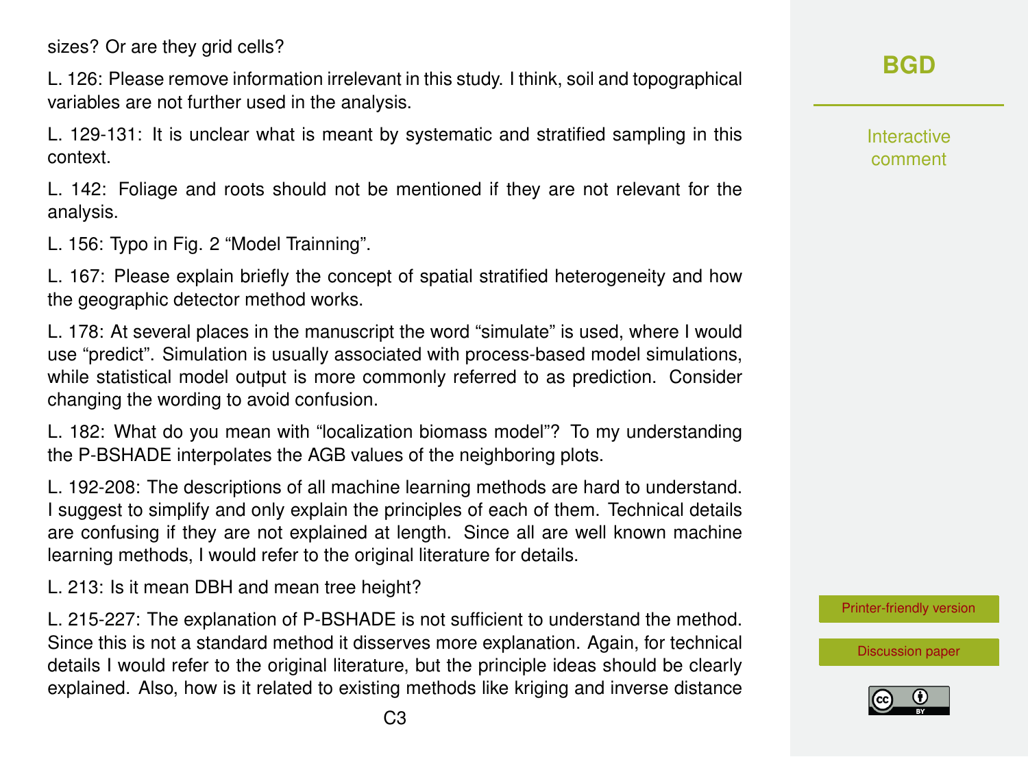sizes? Or are they grid cells?

L. 126: Please remove information irrelevant in this study. I think, soil and topographical variables are not further used in the analysis.

L. 129-131: It is unclear what is meant by systematic and stratified sampling in this context.

L. 142: Foliage and roots should not be mentioned if they are not relevant for the analysis.

L. 156: Typo in Fig. 2 "Model Trainning".

L. 167: Please explain briefly the concept of spatial stratified heterogeneity and how the geographic detector method works.

L. 178: At several places in the manuscript the word "simulate" is used, where I would use "predict". Simulation is usually associated with process-based model simulations, while statistical model output is more commonly referred to as prediction. Consider changing the wording to avoid confusion.

L. 182: What do you mean with "localization biomass model"? To my understanding the P-BSHADE interpolates the AGB values of the neighboring plots.

L. 192-208: The descriptions of all machine learning methods are hard to understand. I suggest to simplify and only explain the principles of each of them. Technical details are confusing if they are not explained at length. Since all are well known machine learning methods, I would refer to the original literature for details.

L. 213: Is it mean DBH and mean tree height?

L. 215-227: The explanation of P-BSHADE is not sufficient to understand the method. Since this is not a standard method it disserves more explanation. Again, for technical details I would refer to the original literature, but the principle ideas should be clearly explained. Also, how is it related to existing methods like kriging and inverse distance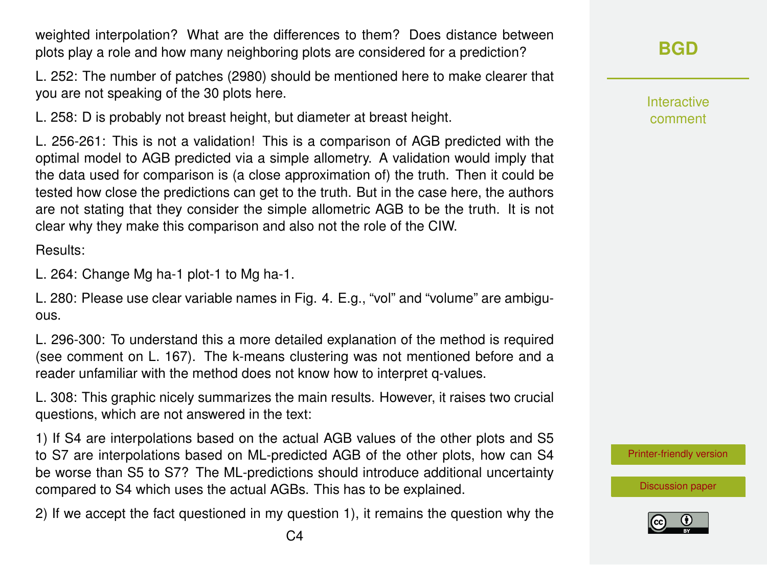weighted interpolation? What are the differences to them? Does distance between plots play a role and how many neighboring plots are considered for a prediction?

L. 252: The number of patches (2980) should be mentioned here to make clearer that you are not speaking of the 30 plots here.

L. 258: D is probably not breast height, but diameter at breast height.

L. 256-261: This is not a validation! This is a comparison of AGB predicted with the optimal model to AGB predicted via a simple allometry. A validation would imply that the data used for comparison is (a close approximation of) the truth. Then it could be tested how close the predictions can get to the truth. But in the case here, the authors are not stating that they consider the simple allometric AGB to be the truth. It is not clear why they make this comparison and also not the role of the CIW.

Results:

L. 264: Change Mg ha-1 plot-1 to Mg ha-1.

L. 280: Please use clear variable names in Fig. 4. E.g., "vol" and "volume" are ambiguous.

L. 296-300: To understand this a more detailed explanation of the method is required (see comment on L. 167). The k-means clustering was not mentioned before and a reader unfamiliar with the method does not know how to interpret q-values.

L. 308: This graphic nicely summarizes the main results. However, it raises two crucial questions, which are not answered in the text:

1) If S4 are interpolations based on the actual AGB values of the other plots and S5 to S7 are interpolations based on ML-predicted AGB of the other plots, how can S4 be worse than S5 to S7? The ML-predictions should introduce additional uncertainty compared to S4 which uses the actual AGBs. This has to be explained.

2) If we accept the fact questioned in my question 1), it remains the question why the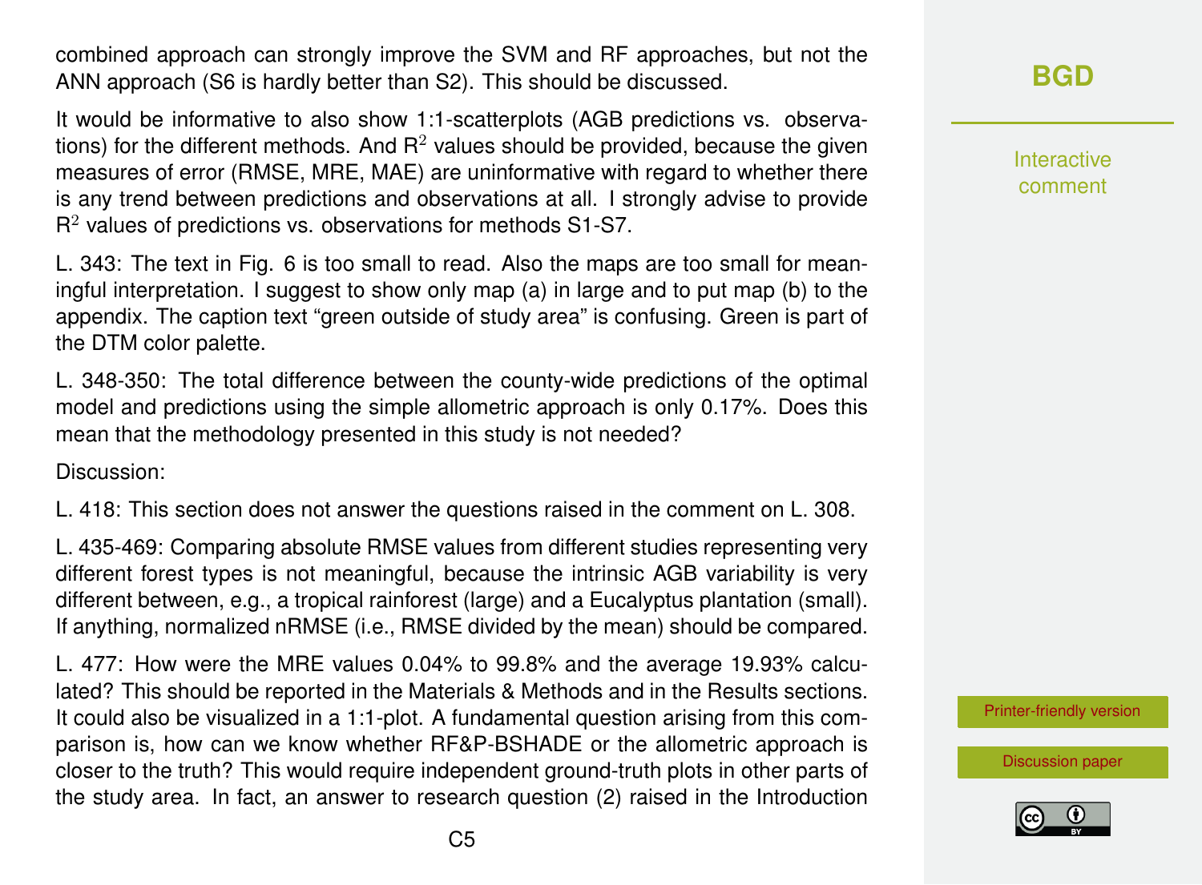combined approach can strongly improve the SVM and RF approaches, but not the ANN approach (S6 is hardly better than S2). This should be discussed.

It would be informative to also show 1:1-scatterplots (AGB predictions vs. observations) for the different methods. And $R^2$ values should be provided, because the given measures of error (RMSE, MRE, MAE) are uninformative with regard to whether there is any trend between predictions and observations at all. I strongly advise to provide $R^2$ values of predictions vs. observations for methods S1-S7.

L. 343: The text in Fig. 6 is too small to read. Also the maps are too small for meaningful interpretation. I suggest to show only map (a) in large and to put map (b) to the appendix. The caption text "green outside of study area" is confusing. Green is part of the DTM color palette.

L. 348-350: The total difference between the county-wide predictions of the optimal model and predictions using the simple allometric approach is only 0.17%. Does this mean that the methodology presented in this study is not needed?

Discussion:

L. 418: This section does not answer the questions raised in the comment on L. 308.

L. 435-469: Comparing absolute RMSE values from different studies representing very different forest types is not meaningful, because the intrinsic AGB variability is very different between, e.g., a tropical rainforest (large) and a Eucalyptus plantation (small). If anything, normalized nRMSE (i.e., RMSE divided by the mean) should be compared.

L. 477: How were the MRE values 0.04% to 99.8% and the average 19.93% calculated? This should be reported in the Materials & Methods and in the Results sections. It could also be visualized in a 1:1-plot. A fundamental question arising from this comparison is, how can we know whether RF&P-BSHADE or the allometric approach is closer to the truth? This would require independent ground-truth plots in other parts of the study area. In fact, an answer to research question (2) raised in the Introduction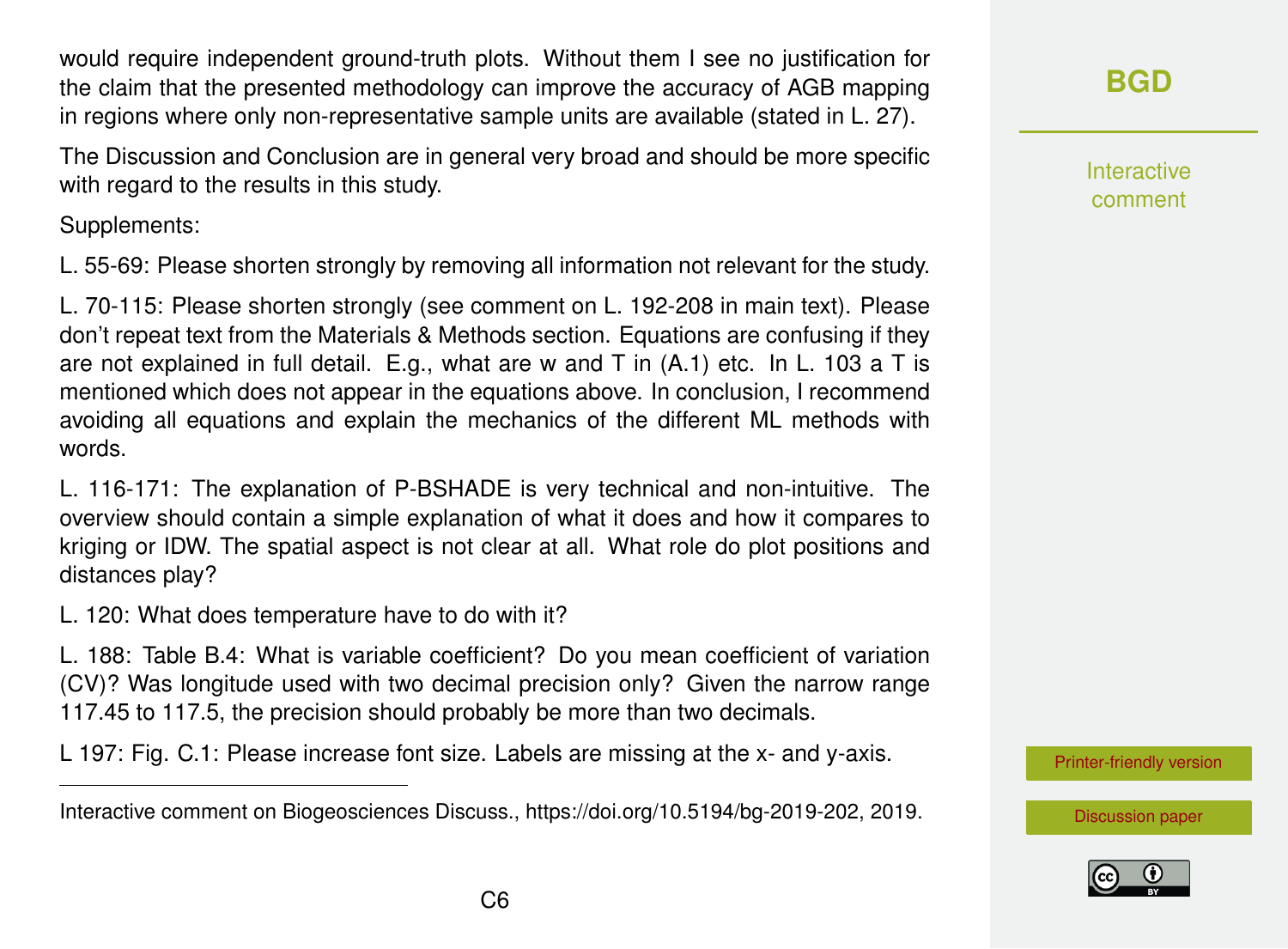would require independent ground-truth plots. Without them I see no justification for the claim that the presented methodology can improve the accuracy of AGB mapping in regions where only non-representative sample units are available (stated in L. 27).

The Discussion and Conclusion are in general very broad and should be more specific with regard to the results in this study.

Supplements:

L. 55-69: Please shorten strongly by removing all information not relevant for the study.

L. 70-115: Please shorten strongly (see comment on L. 192-208 in main text). Please don't repeat text from the Materials & Methods section. Equations are confusing if they are not explained in full detail. E.g., what are w and T in (A.1) etc. In L. 103 a T is mentioned which does not appear in the equations above. In conclusion, I recommend avoiding all equations and explain the mechanics of the different ML methods with words.

L. 116-171: The explanation of P-BSHADE is very technical and non-intuitive. The overview should contain a simple explanation of what it does and how it compares to kriging or IDW. The spatial aspect is not clear at all. What role do plot positions and distances play?

L. 120: What does temperature have to do with it?

L. 188: Table B.4: What is variable coefficient? Do you mean coefficient of variation (CV)? Was longitude used with two decimal precision only? Given the narrow range 117.45 to 117.5, the precision should probably be more than two decimals.

L 197: Fig. C.1: Please increase font size. Labels are missing at the x- and y-axis.

---

Interactive comment on Biogeosciences Discuss., https://doi.org/10.5194/bg-2019-202, 2019.